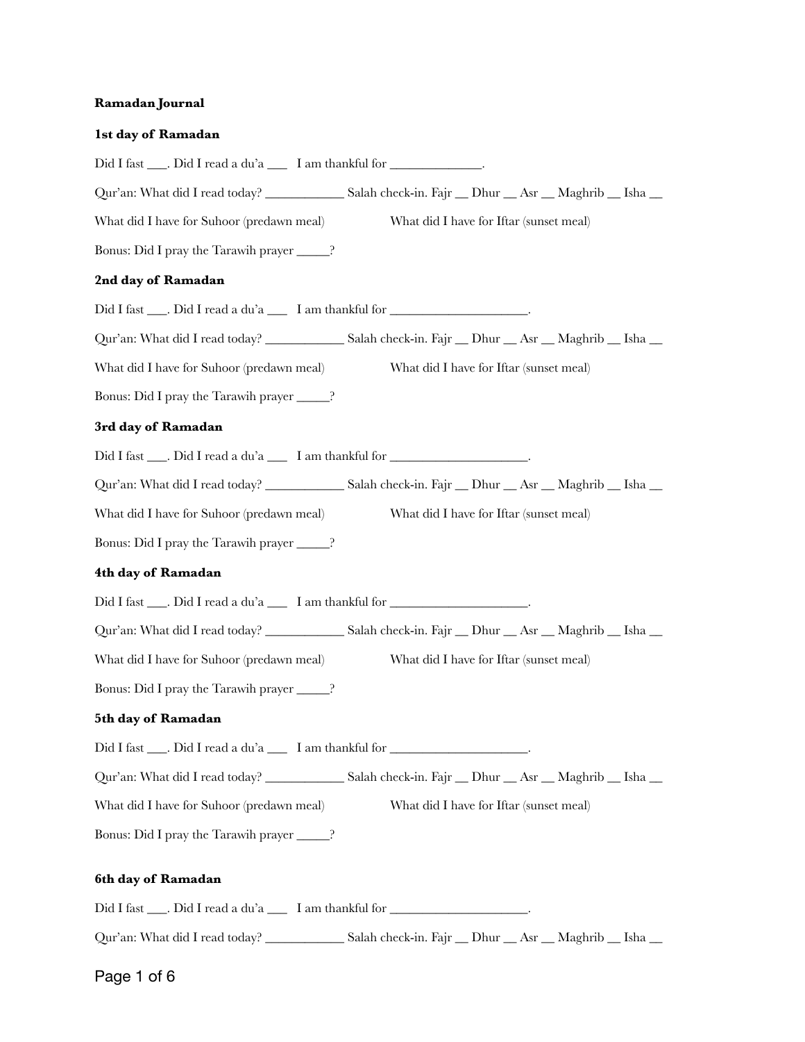**Ramadan Journal**

**1st day of Ramadan**

Did I fast ___. Did I read a du'a ___ I am thankful for ______________.

Qur'an: What did I read today? ____________ Salah check-in. Fajr __ Dhur __ Asr __ Maghrib __ Isha __

What did I have for Suhoor (predawn meal) What did I have for Iftar (sunset meal)

Bonus: Did I pray the Tarawih prayer _____?

**2nd day of Ramadan**

Did I fast ___. Did I read a du'a ___ I am thankful for _____________________.

Qur'an: What did I read today? ____________ Salah check-in. Fajr __ Dhur __ Asr __ Maghrib __ Isha __

What did I have for Suhoor (predawn meal) What did I have for Iftar (sunset meal)

Bonus: Did I pray the Tarawih prayer _____?

**3rd day of Ramadan**

Did I fast ___. Did I read a du'a ___ I am thankful for _____________________.

Qur'an: What did I read today? ____________ Salah check-in. Fajr __ Dhur __ Asr __ Maghrib __ Isha __

What did I have for Suhoor (predawn meal) What did I have for Iftar (sunset meal)

Bonus: Did I pray the Tarawih prayer _____?

**4th day of Ramadan**

Did I fast ___. Did I read a du'a ___ I am thankful for _____________________.

Qur'an: What did I read today? ____________ Salah check-in. Fajr __ Dhur __ Asr __ Maghrib __ Isha __

What did I have for Suhoor (predawn meal) What did I have for Iftar (sunset meal)

Bonus: Did I pray the Tarawih prayer _____?

**5th day of Ramadan**

Did I fast ___. Did I read a du'a ___ I am thankful for _____________________.

Qur'an: What did I read today? ____________ Salah check-in. Fajr __ Dhur __ Asr __ Maghrib __ Isha __

What did I have for Suhoor (predawn meal) What did I have for Iftar (sunset meal)

Bonus: Did I pray the Tarawih prayer _____?

**6th day of Ramadan**

Did I fast ___. Did I read a du'a ___ I am thankful for _____________________.

Qur'an: What did I read today? ____________ Salah check-in. Fajr __ Dhur __ Asr __ Maghrib __ Isha __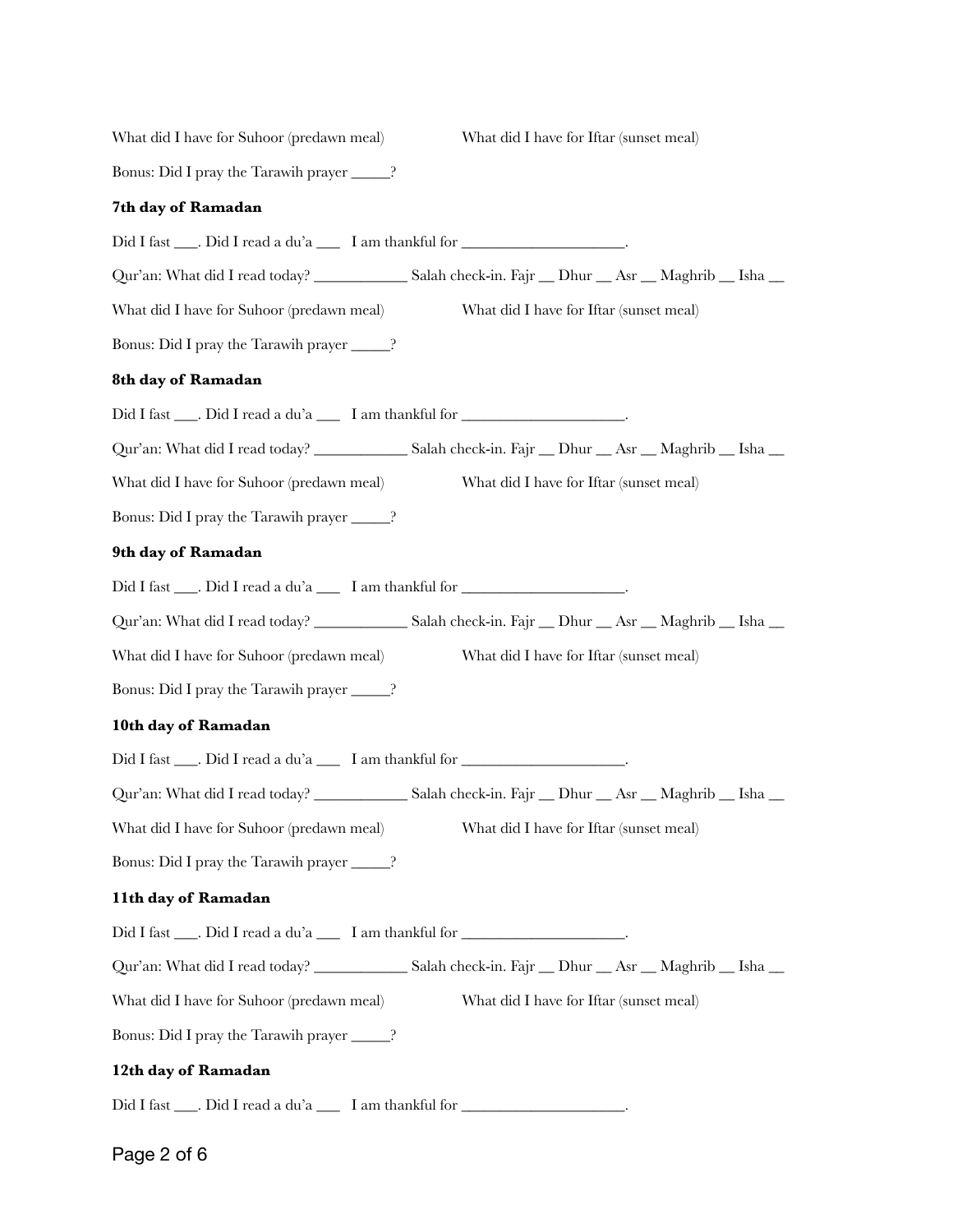What did I have for Suhoor (predawn meal) What did I have for Iftar (sunset meal)

Bonus: Did I pray the Tarawih prayer _____?

**7th day of Ramadan**

Did I fast ___. Did I read a du'a ___ I am thankful for ____________________.

Qur'an: What did I read today? ____________ Salah check-in. Fajr __ Dhur __ Asr __ Maghrib __ Isha __

What did I have for Suhoor (predawn meal) What did I have for Iftar (sunset meal)

Bonus: Did I pray the Tarawih prayer _____?

**8th day of Ramadan**

Did I fast ___. Did I read a du'a ___ I am thankful for ____________________.

Qur'an: What did I read today? ____________ Salah check-in. Fajr __ Dhur __ Asr __ Maghrib __ Isha __

What did I have for Suhoor (predawn meal) What did I have for Iftar (sunset meal)

Bonus: Did I pray the Tarawih prayer _____?

**9th day of Ramadan**

Did I fast ___. Did I read a du'a ___ I am thankful for ____________________.

Qur'an: What did I read today? ____________ Salah check-in. Fajr __ Dhur __ Asr __ Maghrib __ Isha __

What did I have for Suhoor (predawn meal) What did I have for Iftar (sunset meal)

Bonus: Did I pray the Tarawih prayer _____?

**10th day of Ramadan**

Did I fast ___. Did I read a du'a ___ I am thankful for ____________________.

Qur'an: What did I read today? ____________ Salah check-in. Fajr __ Dhur __ Asr __ Maghrib __ Isha __

What did I have for Suhoor (predawn meal) What did I have for Iftar (sunset meal)

Bonus: Did I pray the Tarawih prayer _____?

**11th day of Ramadan**

Did I fast ___. Did I read a du'a ___ I am thankful for ____________________.

Qur'an: What did I read today? ____________ Salah check-in. Fajr __ Dhur __ Asr __ Maghrib __ Isha __

What did I have for Suhoor (predawn meal) What did I have for Iftar (sunset meal)

Bonus: Did I pray the Tarawih prayer _____?

**12th day of Ramadan**

Did I fast ___. Did I read a du'a ___ I am thankful for ____________________.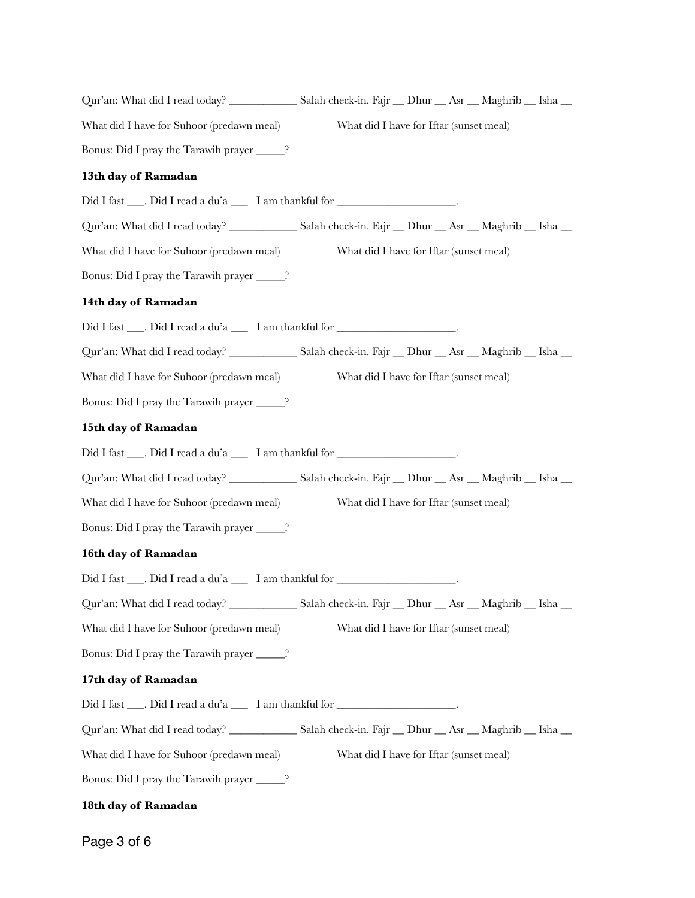Qur'an: What did I read today? ____________ Salah check-in. Fajr __ Dhur __ Asr __ Maghrib __ Isha __

What did I have for Suhoor (predawn meal) What did I have for Iftar (sunset meal)

Bonus: Did I pray the Tarawih prayer _____?

**13th day of Ramadan**

Did I fast ___. Did I read a du'a ___ I am thankful for _____________________.

Qur'an: What did I read today? ____________ Salah check-in. Fajr __ Dhur __ Asr __ Maghrib __ Isha __

What did I have for Suhoor (predawn meal) What did I have for Iftar (sunset meal)

Bonus: Did I pray the Tarawih prayer _____?

**14th day of Ramadan**

Did I fast ___. Did I read a du'a ___ I am thankful for _____________________.

Qur'an: What did I read today? ____________ Salah check-in. Fajr __ Dhur __ Asr __ Maghrib __ Isha __

What did I have for Suhoor (predawn meal) What did I have for Iftar (sunset meal)

Bonus: Did I pray the Tarawih prayer _____?

**15th day of Ramadan**

Did I fast ___. Did I read a du'a ___ I am thankful for _____________________.

Qur'an: What did I read today? ____________ Salah check-in. Fajr __ Dhur __ Asr __ Maghrib __ Isha __

What did I have for Suhoor (predawn meal) What did I have for Iftar (sunset meal)

Bonus: Did I pray the Tarawih prayer _____?

**16th day of Ramadan**

Did I fast ___. Did I read a du'a ___ I am thankful for _____________________.

Qur'an: What did I read today? ____________ Salah check-in. Fajr __ Dhur __ Asr __ Maghrib __ Isha __

What did I have for Suhoor (predawn meal) What did I have for Iftar (sunset meal)

Bonus: Did I pray the Tarawih prayer _____?

**17th day of Ramadan**

Did I fast ___. Did I read a du'a ___ I am thankful for _____________________.

Qur'an: What did I read today? ____________ Salah check-in. Fajr __ Dhur __ Asr __ Maghrib __ Isha __

What did I have for Suhoor (predawn meal) What did I have for Iftar (sunset meal)

Bonus: Did I pray the Tarawih prayer _____?

**18th day of Ramadan**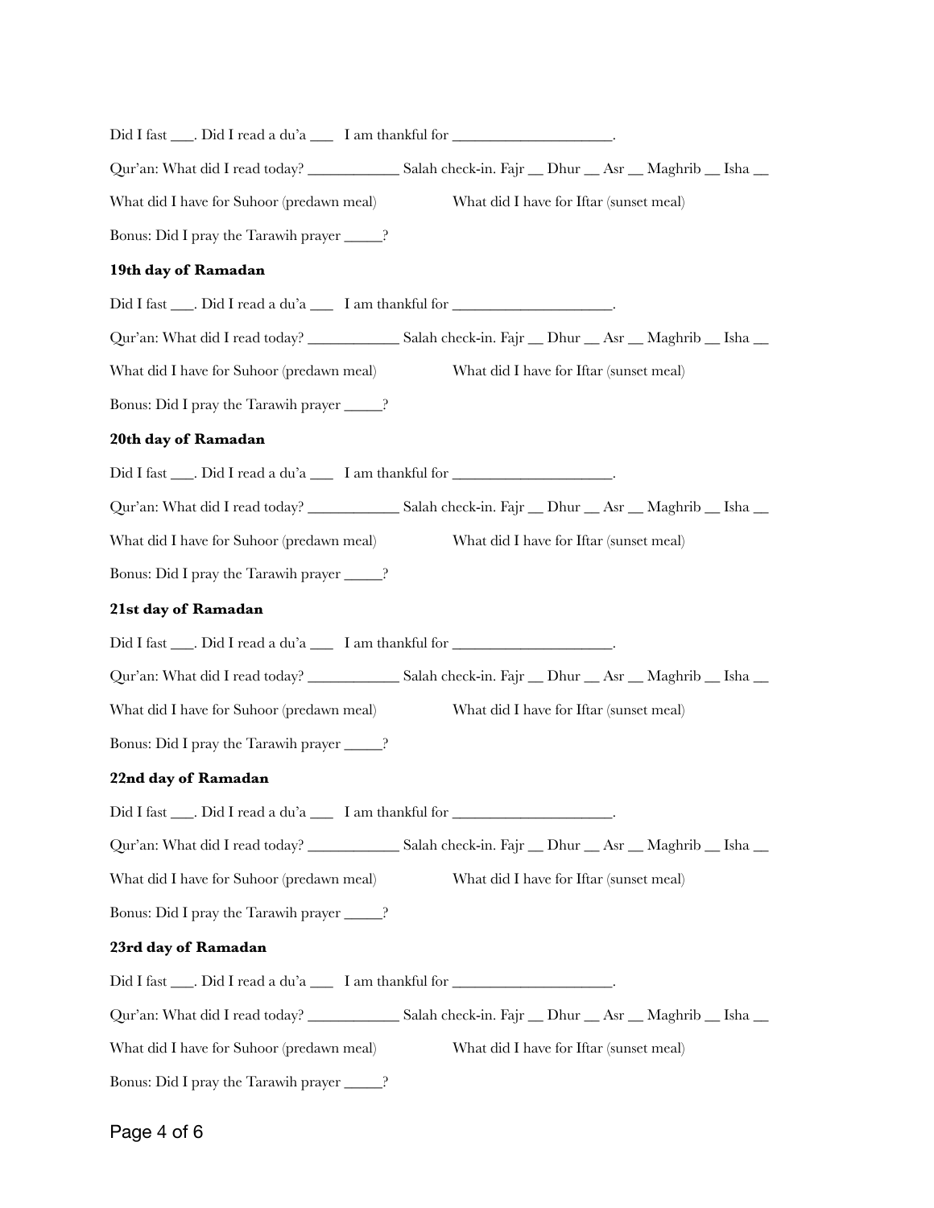Did I fast ___. Did I read a du'a ___ I am thankful for ____________________.

Qur'an: What did I read today? ___________ Salah check-in. Fajr __ Dhur __ Asr __ Maghrib __ Isha __

What did I have for Suhoor (predawn meal) What did I have for Iftar (sunset meal)

Bonus: Did I pray the Tarawih prayer _____?

**19th day of Ramadan**

Did I fast ___. Did I read a du'a ___ I am thankful for ____________________.

Qur'an: What did I read today? ___________ Salah check-in. Fajr __ Dhur __ Asr __ Maghrib __ Isha __

What did I have for Suhoor (predawn meal) What did I have for Iftar (sunset meal)

Bonus: Did I pray the Tarawih prayer _____?

**20th day of Ramadan**

Did I fast ___. Did I read a du'a ___ I am thankful for ____________________.

Qur'an: What did I read today? ___________ Salah check-in. Fajr __ Dhur __ Asr __ Maghrib __ Isha __

What did I have for Suhoor (predawn meal) What did I have for Iftar (sunset meal)

Bonus: Did I pray the Tarawih prayer _____?

**21st day of Ramadan**

Did I fast ___. Did I read a du'a ___ I am thankful for ____________________.

Qur'an: What did I read today? ___________ Salah check-in. Fajr __ Dhur __ Asr __ Maghrib __ Isha __

What did I have for Suhoor (predawn meal) What did I have for Iftar (sunset meal)

Bonus: Did I pray the Tarawih prayer _____?

**22nd day of Ramadan**

Did I fast ___. Did I read a du'a ___ I am thankful for ____________________.

Qur'an: What did I read today? ___________ Salah check-in. Fajr __ Dhur __ Asr __ Maghrib __ Isha __

What did I have for Suhoor (predawn meal) What did I have for Iftar (sunset meal)

Bonus: Did I pray the Tarawih prayer _____?

**23rd day of Ramadan**

Did I fast ___. Did I read a du'a ___ I am thankful for ____________________.

Qur'an: What did I read today? ___________ Salah check-in. Fajr __ Dhur __ Asr __ Maghrib __ Isha __

What did I have for Suhoor (predawn meal) What did I have for Iftar (sunset meal)

Bonus: Did I pray the Tarawih prayer _____?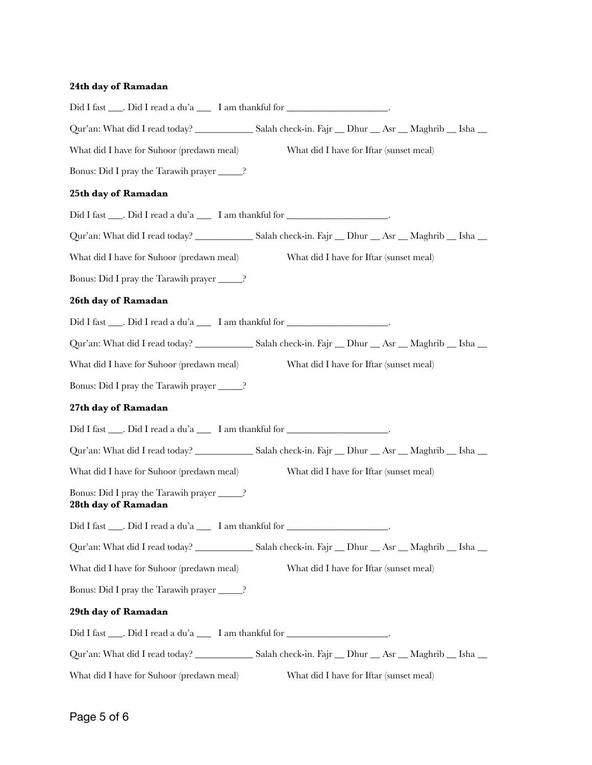**24th day of Ramadan**

Did I fast ___. Did I read a du'a ___ I am thankful for ____________________.

Qur'an: What did I read today? ___________ Salah check-in. Fajr __ Dhur __ Asr __ Maghrib __ Isha __

What did I have for Suhoor (predawn meal) What did I have for Iftar (sunset meal)

Bonus: Did I pray the Tarawih prayer _____?

**25th day of Ramadan**

Did I fast ___. Did I read a du'a ___ I am thankful for ____________________.

Qur'an: What did I read today? ___________ Salah check-in. Fajr __ Dhur __ Asr __ Maghrib __ Isha __

What did I have for Suhoor (predawn meal) What did I have for Iftar (sunset meal)

Bonus: Did I pray the Tarawih prayer _____?

**26th day of Ramadan**

Did I fast ___. Did I read a du'a ___ I am thankful for ____________________.

Qur'an: What did I read today? ___________ Salah check-in. Fajr __ Dhur __ Asr __ Maghrib __ Isha __

What did I have for Suhoor (predawn meal) What did I have for Iftar (sunset meal)

Bonus: Did I pray the Tarawih prayer _____?

**27th day of Ramadan**

Did I fast ___. Did I read a du'a ___ I am thankful for ____________________.

Qur'an: What did I read today? ___________ Salah check-in. Fajr __ Dhur __ Asr __ Maghrib __ Isha __

What did I have for Suhoor (predawn meal) What did I have for Iftar (sunset meal)

Bonus: Did I pray the Tarawih prayer _____?

**28th day of Ramadan**

Did I fast ___. Did I read a du'a ___ I am thankful for ____________________.

Qur'an: What did I read today? ___________ Salah check-in. Fajr __ Dhur __ Asr __ Maghrib __ Isha __

What did I have for Suhoor (predawn meal) What did I have for Iftar (sunset meal)

Bonus: Did I pray the Tarawih prayer _____?

**29th day of Ramadan**

Did I fast ___. Did I read a du'a ___ I am thankful for ____________________.

Qur'an: What did I read today? ___________ Salah check-in. Fajr __ Dhur __ Asr __ Maghrib __ Isha __

What did I have for Suhoor (predawn meal) What did I have for Iftar (sunset meal)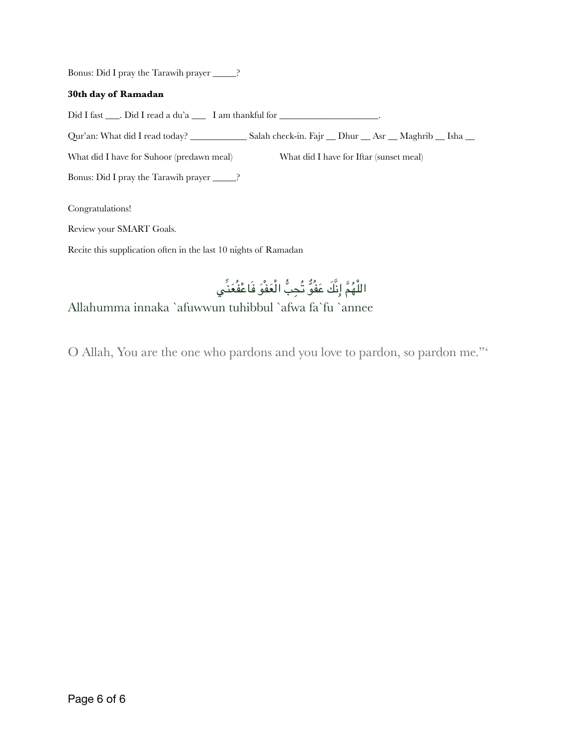Bonus: Did I pray the Tarawih prayer _____?

**30th day of Ramadan**

Did I fast ___. Did I read a du'a ___ I am thankful for _____________________.

Qur'an: What did I read today? ____________ Salah check-in. Fajr __ Dhur __ Asr __ Maghrib __ Isha __

What did I have for Suhoor (predawn meal) What did I have for Iftar (sunset meal)

Bonus: Did I pray the Tarawih prayer _____?

Congratulations!

Review your SMART Goals.

Recite this supplication often in the last 10 nights of Ramadan

اللّٰهُمَّ إِنَّكَ عَفُوٌّ تُحِبُّ الْعَفْوَ فَاعْفُعَنِّي

Allahumma innaka `afuwwun tuhibbul `afwa fa`fu `annee

O Allah, You are the one who pardons and you love to pardon, so pardon me."'